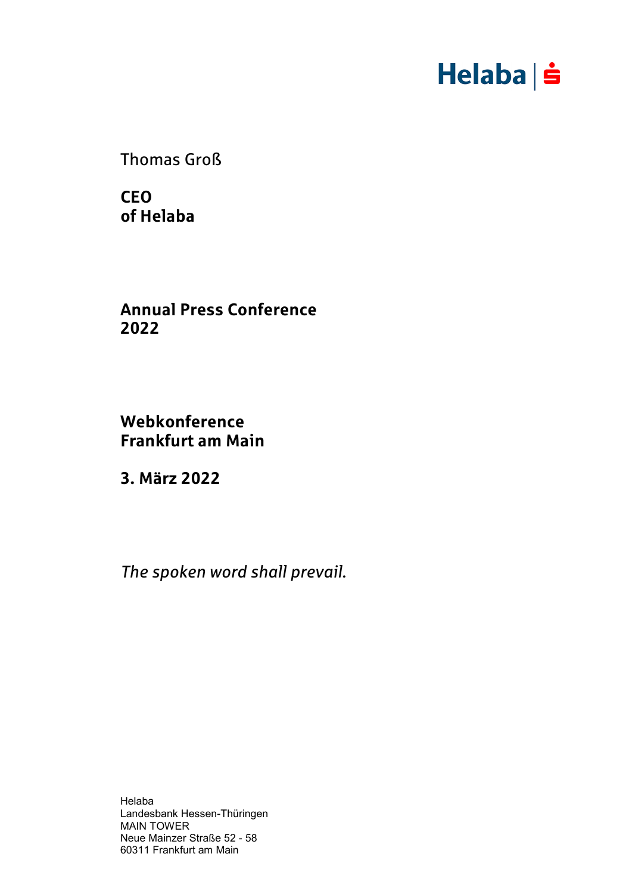Helaba

Thomas Groß

**CEO**
**of Helaba**

**Annual Press Conference**
**2022**

**Webkonference**
**Frankfurt am Main**

**3. März 2022**

*The spoken word shall prevail.*

Helaba
Landesbank Hessen-Thüringen
MAIN TOWER
Neue Mainzer Straße 52 - 58
60311 Frankfurt am Main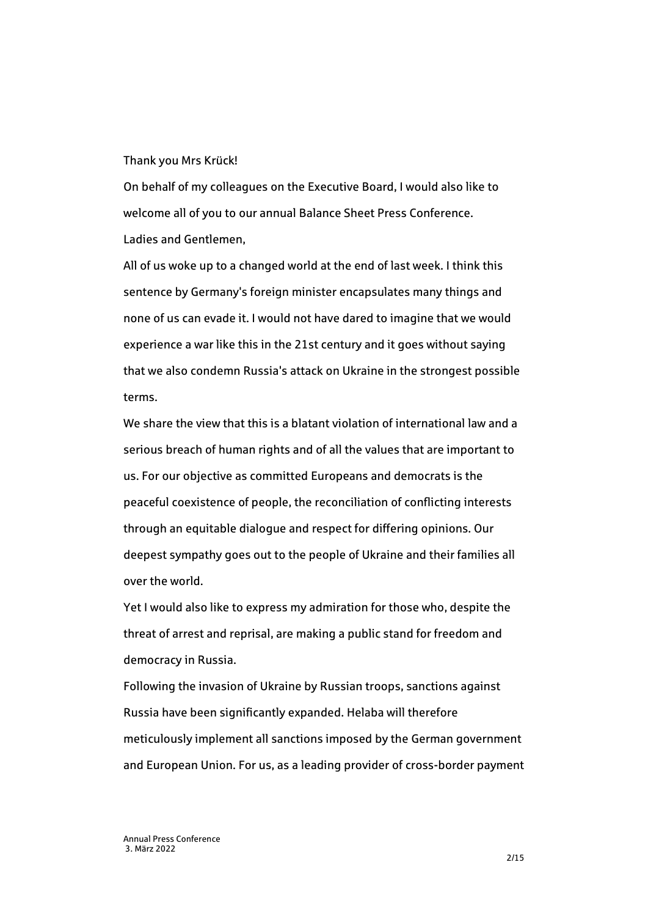Thank you Mrs Krück!

On behalf of my colleagues on the Executive Board, I would also like to welcome all of you to our annual Balance Sheet Press Conference.

Ladies and Gentlemen,

All of us woke up to a changed world at the end of last week. I think this sentence by Germany's foreign minister encapsulates many things and none of us can evade it. I would not have dared to imagine that we would experience a war like this in the 21st century and it goes without saying that we also condemn Russia's attack on Ukraine in the strongest possible terms.

We share the view that this is a blatant violation of international law and a serious breach of human rights and of all the values that are important to us. For our objective as committed Europeans and democrats is the peaceful coexistence of people, the reconciliation of conflicting interests through an equitable dialogue and respect for differing opinions. Our deepest sympathy goes out to the people of Ukraine and their families all over the world.

Yet I would also like to express my admiration for those who, despite the threat of arrest and reprisal, are making a public stand for freedom and democracy in Russia.

Following the invasion of Ukraine by Russian troops, sanctions against Russia have been significantly expanded. Helaba will therefore meticulously implement all sanctions imposed by the German government and European Union. For us, as a leading provider of cross-border payment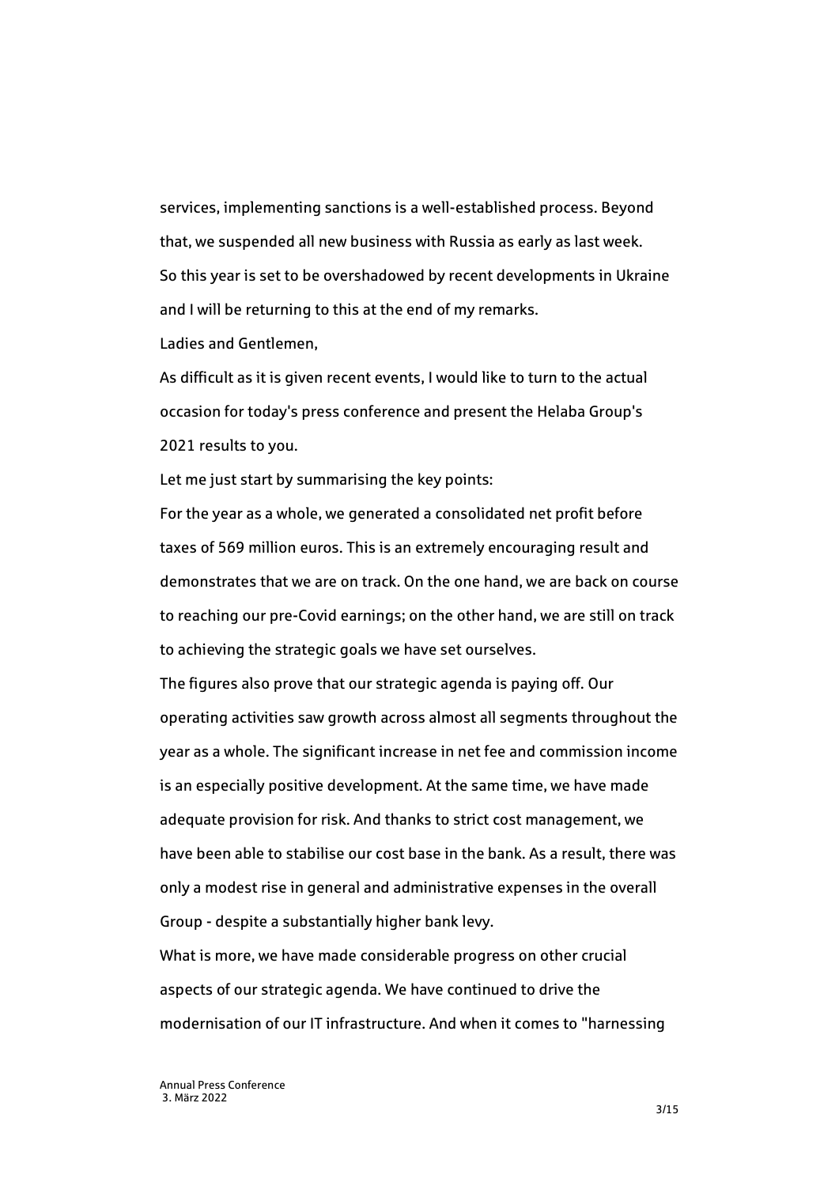services, implementing sanctions is a well-established process. Beyond that, we suspended all new business with Russia as early as last week.

So this year is set to be overshadowed by recent developments in Ukraine and I will be returning to this at the end of my remarks.

Ladies and Gentlemen,

As difficult as it is given recent events, I would like to turn to the actual occasion for today's press conference and present the Helaba Group's 2021 results to you.

Let me just start by summarising the key points:

For the year as a whole, we generated a consolidated net profit before taxes of 569 million euros. This is an extremely encouraging result and demonstrates that we are on track. On the one hand, we are back on course to reaching our pre-Covid earnings; on the other hand, we are still on track to achieving the strategic goals we have set ourselves.

The figures also prove that our strategic agenda is paying off. Our operating activities saw growth across almost all segments throughout the year as a whole. The significant increase in net fee and commission income is an especially positive development. At the same time, we have made adequate provision for risk. And thanks to strict cost management, we have been able to stabilise our cost base in the bank. As a result, there was only a modest rise in general and administrative expenses in the overall Group - despite a substantially higher bank levy.

What is more, we have made considerable progress on other crucial aspects of our strategic agenda. We have continued to drive the modernisation of our IT infrastructure. And when it comes to "harnessing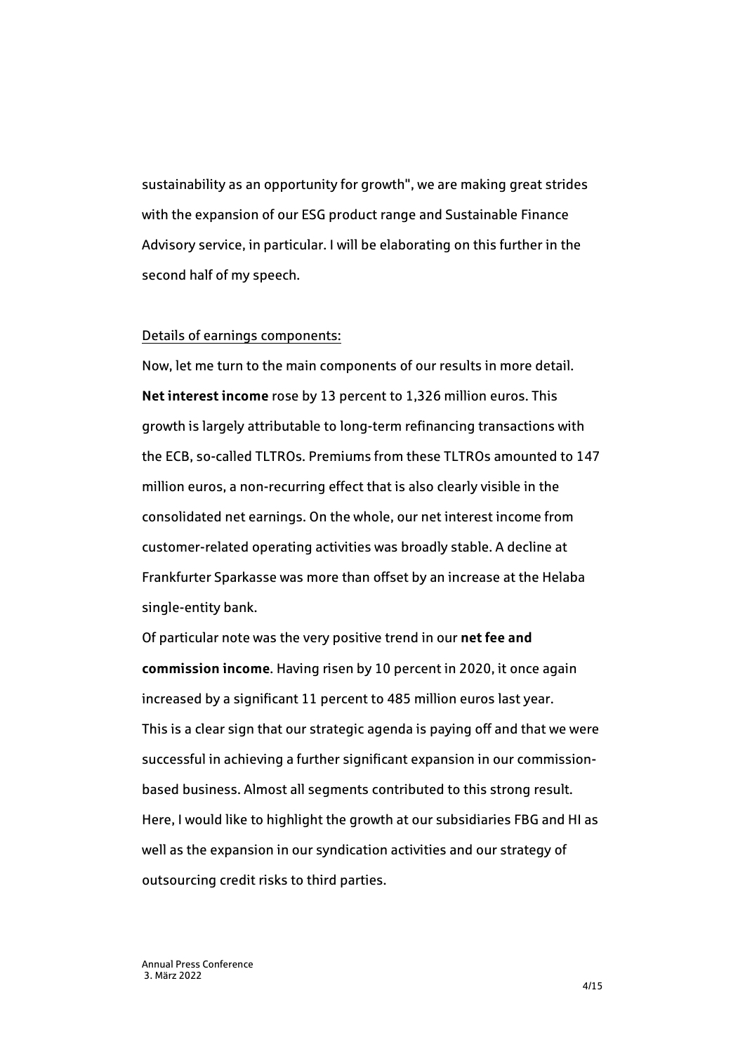sustainability as an opportunity for growth", we are making great strides with the expansion of our ESG product range and Sustainable Finance Advisory service, in particular. I will be elaborating on this further in the second half of my speech.

<u>Details of earnings components:</u>

Now, let me turn to the main components of our results in more detail. **Net interest income** rose by 13 percent to 1,326 million euros. This growth is largely attributable to long-term refinancing transactions with the ECB, so-called TLTROs. Premiums from these TLTROs amounted to 147 million euros, a non-recurring effect that is also clearly visible in the consolidated net earnings. On the whole, our net interest income from customer-related operating activities was broadly stable. A decline at Frankfurter Sparkasse was more than offset by an increase at the Helaba single-entity bank.

Of particular note was the very positive trend in our **net fee and commission income**. Having risen by 10 percent in 2020, it once again increased by a significant 11 percent to 485 million euros last year. This is a clear sign that our strategic agenda is paying off and that we were successful in achieving a further significant expansion in our commission-based business. Almost all segments contributed to this strong result. Here, I would like to highlight the growth at our subsidiaries FBG and HI as well as the expansion in our syndication activities and our strategy of outsourcing credit risks to third parties.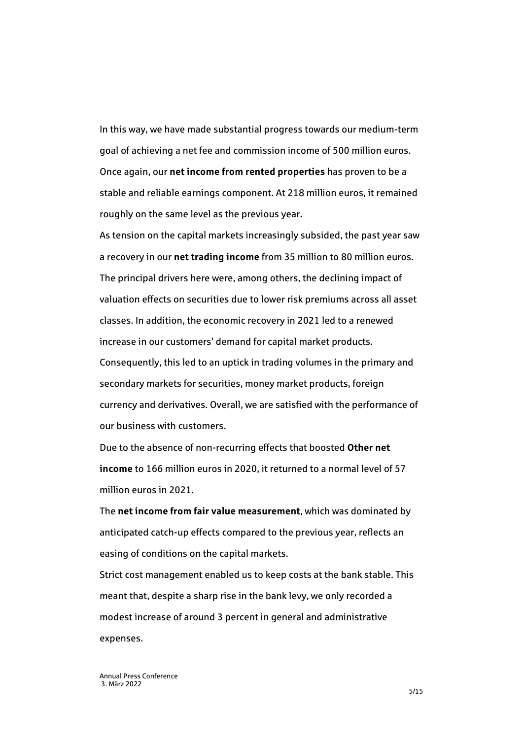In this way, we have made substantial progress towards our medium-term goal of achieving a net fee and commission income of 500 million euros. Once again, our **net income from rented properties** has proven to be a stable and reliable earnings component. At 218 million euros, it remained roughly on the same level as the previous year.

As tension on the capital markets increasingly subsided, the past year saw a recovery in our **net trading income** from 35 million to 80 million euros. The principal drivers here were, among others, the declining impact of valuation effects on securities due to lower risk premiums across all asset classes. In addition, the economic recovery in 2021 led to a renewed increase in our customers' demand for capital market products. Consequently, this led to an uptick in trading volumes in the primary and secondary markets for securities, money market products, foreign currency and derivatives. Overall, we are satisfied with the performance of our business with customers.

Due to the absence of non-recurring effects that boosted **Other net income** to 166 million euros in 2020, it returned to a normal level of 57 million euros in 2021.

The **net income from fair value measurement**, which was dominated by anticipated catch-up effects compared to the previous year, reflects an easing of conditions on the capital markets.

Strict cost management enabled us to keep costs at the bank stable. This meant that, despite a sharp rise in the bank levy, we only recorded a modest increase of around 3 percent in general and administrative expenses.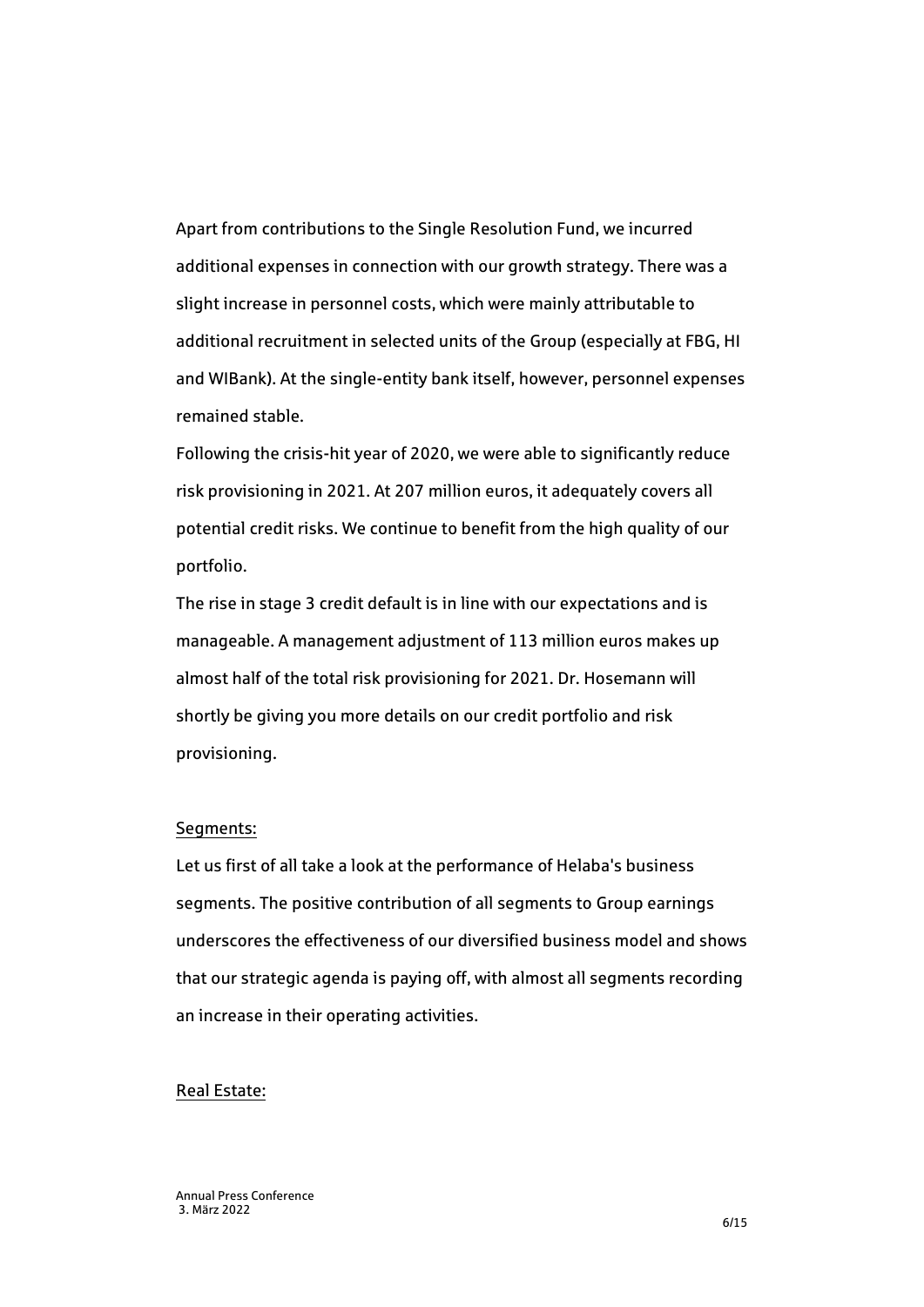Apart from contributions to the Single Resolution Fund, we incurred additional expenses in connection with our growth strategy. There was a slight increase in personnel costs, which were mainly attributable to additional recruitment in selected units of the Group (especially at FBG, HI and WIBank). At the single-entity bank itself, however, personnel expenses remained stable.

Following the crisis-hit year of 2020, we were able to significantly reduce risk provisioning in 2021. At 207 million euros, it adequately covers all potential credit risks. We continue to benefit from the high quality of our portfolio.

The rise in stage 3 credit default is in line with our expectations and is manageable. A management adjustment of 113 million euros makes up almost half of the total risk provisioning for 2021. Dr. Hosemann will shortly be giving you more details on our credit portfolio and risk provisioning.

<u>Segments:</u>

Let us first of all take a look at the performance of Helaba's business segments. The positive contribution of all segments to Group earnings underscores the effectiveness of our diversified business model and shows that our strategic agenda is paying off, with almost all segments recording an increase in their operating activities.

<u>Real Estate:</u>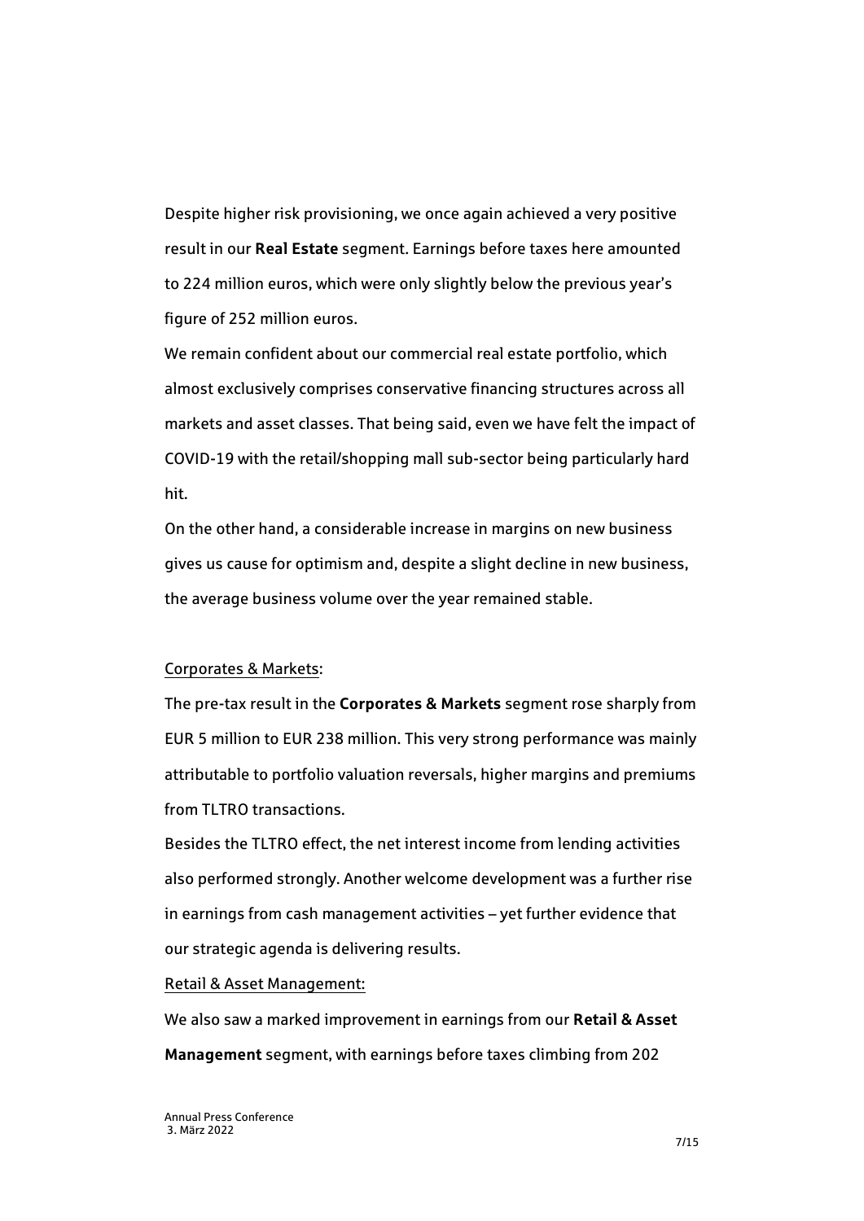Despite higher risk provisioning, we once again achieved a very positive result in our **Real Estate** segment. Earnings before taxes here amounted to 224 million euros, which were only slightly below the previous year's figure of 252 million euros.

We remain confident about our commercial real estate portfolio, which almost exclusively comprises conservative financing structures across all markets and asset classes. That being said, even we have felt the impact of COVID-19 with the retail/shopping mall sub-sector being particularly hard hit.

On the other hand, a considerable increase in margins on new business gives us cause for optimism and, despite a slight decline in new business, the average business volume over the year remained stable.

<u>Corporates & Markets</u>:

The pre-tax result in the **Corporates & Markets** segment rose sharply from EUR 5 million to EUR 238 million. This very strong performance was mainly attributable to portfolio valuation reversals, higher margins and premiums from TLTRO transactions.

Besides the TLTRO effect, the net interest income from lending activities also performed strongly. Another welcome development was a further rise in earnings from cash management activities – yet further evidence that our strategic agenda is delivering results.

<u>Retail & Asset Management:</u>

We also saw a marked improvement in earnings from our **Retail & Asset Management** segment, with earnings before taxes climbing from 202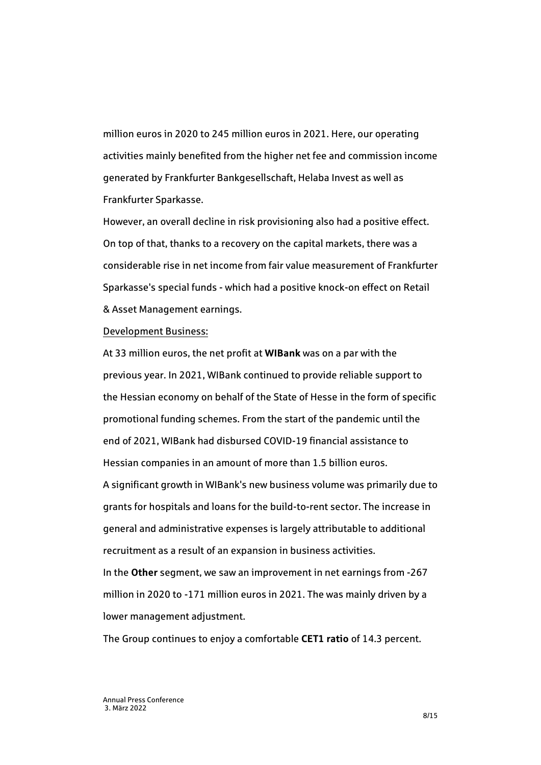million euros in 2020 to 245 million euros in 2021. Here, our operating activities mainly benefited from the higher net fee and commission income generated by Frankfurter Bankgesellschaft, Helaba Invest as well as Frankfurter Sparkasse.

However, an overall decline in risk provisioning also had a positive effect. On top of that, thanks to a recovery on the capital markets, there was a considerable rise in net income from fair value measurement of Frankfurter Sparkasse's special funds - which had a positive knock-on effect on Retail & Asset Management earnings.

<u>Development Business:</u>

At 33 million euros, the net profit at **WIBank** was on a par with the previous year. In 2021, WIBank continued to provide reliable support to the Hessian economy on behalf of the State of Hesse in the form of specific promotional funding schemes. From the start of the pandemic until the end of 2021, WIBank had disbursed COVID-19 financial assistance to Hessian companies in an amount of more than 1.5 billion euros.

A significant growth in WIBank's new business volume was primarily due to grants for hospitals and loans for the build-to-rent sector. The increase in general and administrative expenses is largely attributable to additional recruitment as a result of an expansion in business activities.

In the **Other** segment, we saw an improvement in net earnings from -267 million in 2020 to -171 million euros in 2021. The was mainly driven by a lower management adjustment.

The Group continues to enjoy a comfortable **CET1 ratio** of 14.3 percent.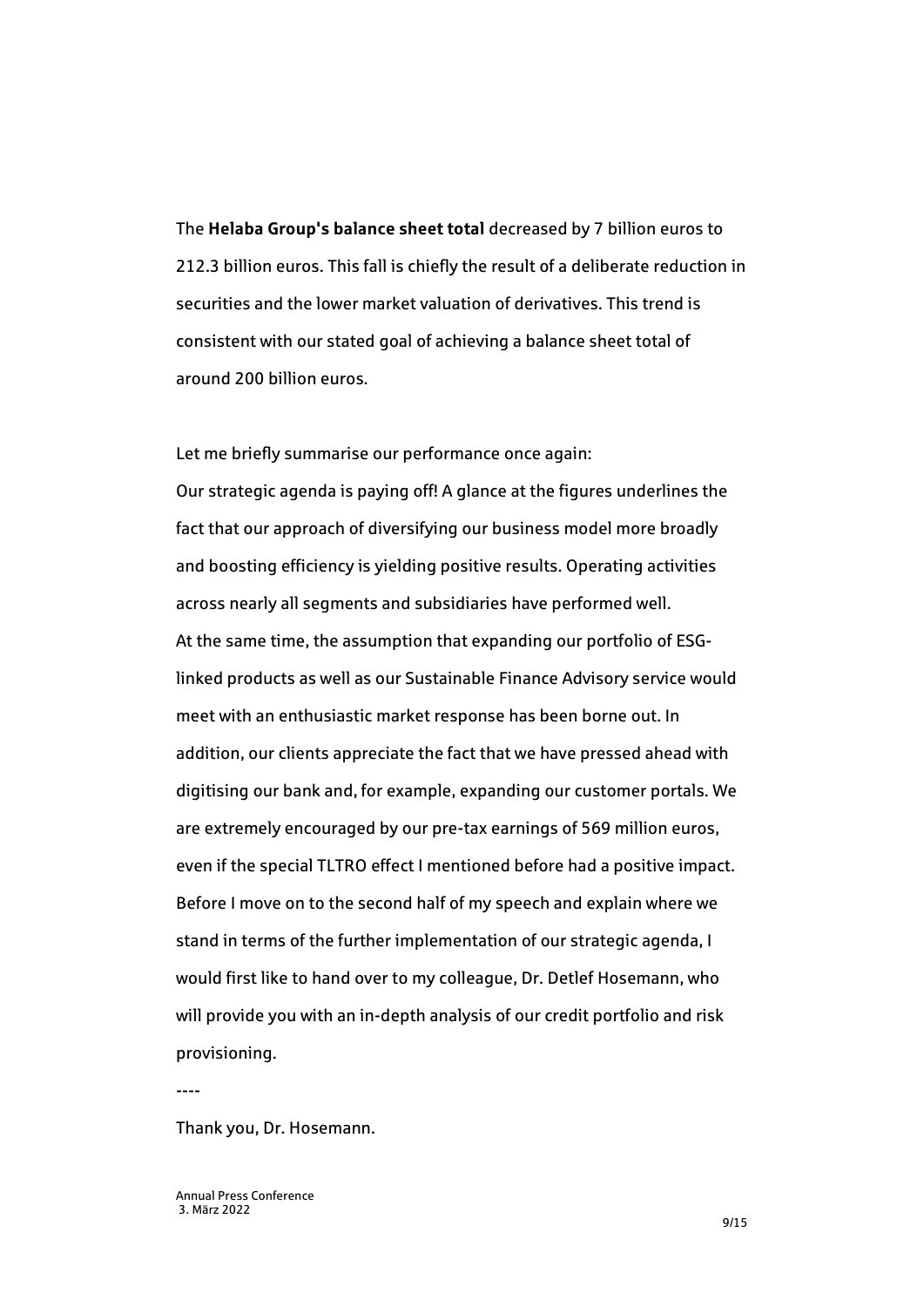The **Helaba Group's balance sheet total** decreased by 7 billion euros to 212.3 billion euros. This fall is chiefly the result of a deliberate reduction in securities and the lower market valuation of derivatives. This trend is consistent with our stated goal of achieving a balance sheet total of around 200 billion euros.

Let me briefly summarise our performance once again:
Our strategic agenda is paying off! A glance at the figures underlines the fact that our approach of diversifying our business model more broadly and boosting efficiency is yielding positive results. Operating activities across nearly all segments and subsidiaries have performed well.
At the same time, the assumption that expanding our portfolio of ESG-linked products as well as our Sustainable Finance Advisory service would meet with an enthusiastic market response has been borne out. In addition, our clients appreciate the fact that we have pressed ahead with digitising our bank and, for example, expanding our customer portals. We are extremely encouraged by our pre-tax earnings of 569 million euros, even if the special TLTRO effect I mentioned before had a positive impact.
Before I move on to the second half of my speech and explain where we stand in terms of the further implementation of our strategic agenda, I would first like to hand over to my colleague, Dr. Detlef Hosemann, who will provide you with an in-depth analysis of our credit portfolio and risk provisioning.

----

Thank you, Dr. Hosemann.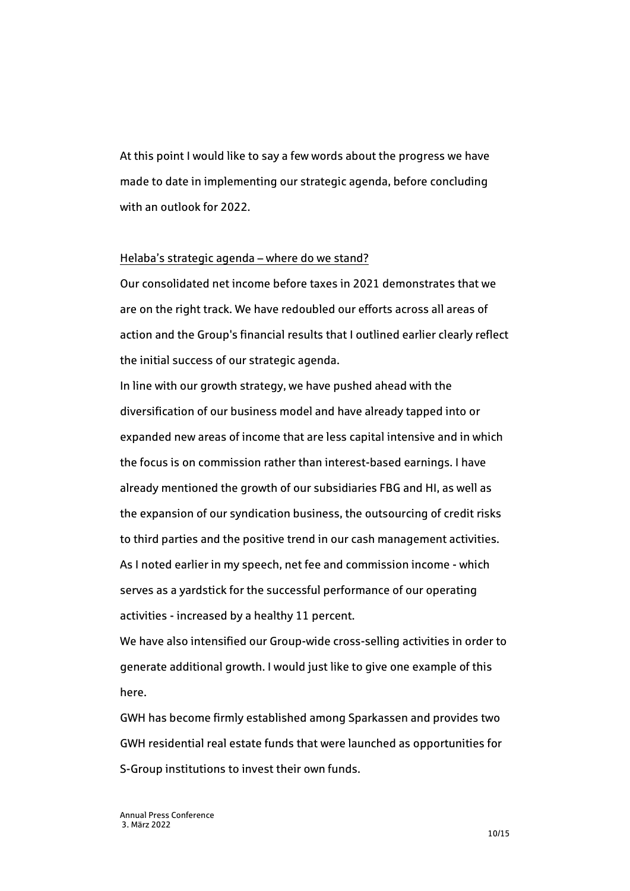At this point I would like to say a few words about the progress we have made to date in implementing our strategic agenda, before concluding with an outlook for 2022.

## Helaba's strategic agenda – where do we stand?

Our consolidated net income before taxes in 2021 demonstrates that we are on the right track. We have redoubled our efforts across all areas of action and the Group's financial results that I outlined earlier clearly reflect the initial success of our strategic agenda.

In line with our growth strategy, we have pushed ahead with the diversification of our business model and have already tapped into or expanded new areas of income that are less capital intensive and in which the focus is on commission rather than interest-based earnings. I have already mentioned the growth of our subsidiaries FBG and HI, as well as the expansion of our syndication business, the outsourcing of credit risks to third parties and the positive trend in our cash management activities. As I noted earlier in my speech, net fee and commission income - which serves as a yardstick for the successful performance of our operating activities - increased by a healthy 11 percent.

We have also intensified our Group-wide cross-selling activities in order to generate additional growth. I would just like to give one example of this here.

GWH has become firmly established among Sparkassen and provides two GWH residential real estate funds that were launched as opportunities for S-Group institutions to invest their own funds.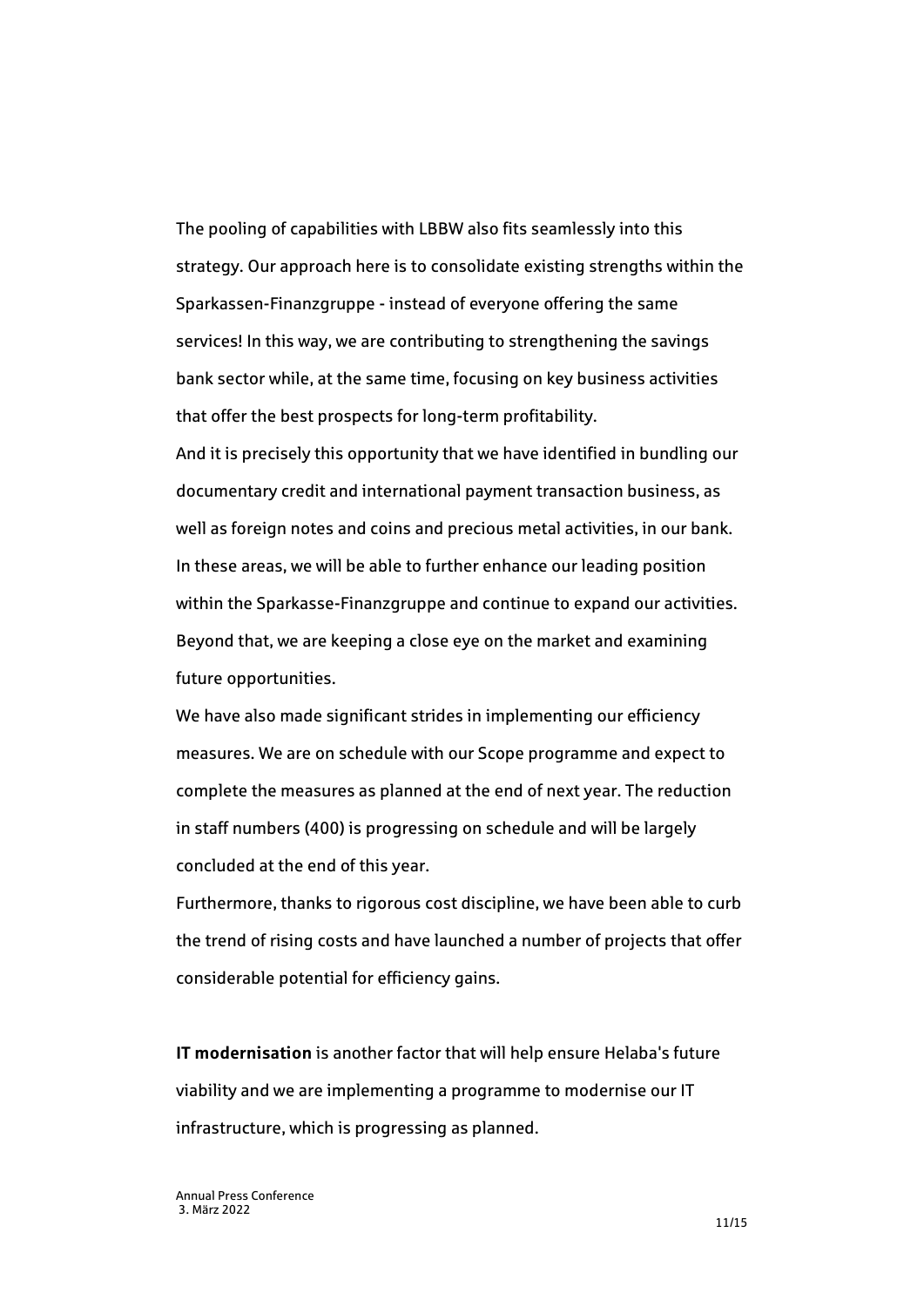The pooling of capabilities with LBBW also fits seamlessly into this strategy. Our approach here is to consolidate existing strengths within the Sparkassen-Finanzgruppe - instead of everyone offering the same services! In this way, we are contributing to strengthening the savings bank sector while, at the same time, focusing on key business activities that offer the best prospects for long-term profitability.

And it is precisely this opportunity that we have identified in bundling our documentary credit and international payment transaction business, as well as foreign notes and coins and precious metal activities, in our bank. In these areas, we will be able to further enhance our leading position within the Sparkasse-Finanzgruppe and continue to expand our activities. Beyond that, we are keeping a close eye on the market and examining future opportunities.

We have also made significant strides in implementing our efficiency measures. We are on schedule with our Scope programme and expect to complete the measures as planned at the end of next year. The reduction in staff numbers (400) is progressing on schedule and will be largely concluded at the end of this year.

Furthermore, thanks to rigorous cost discipline, we have been able to curb the trend of rising costs and have launched a number of projects that offer considerable potential for efficiency gains.

**IT modernisation** is another factor that will help ensure Helaba's future viability and we are implementing a programme to modernise our IT infrastructure, which is progressing as planned.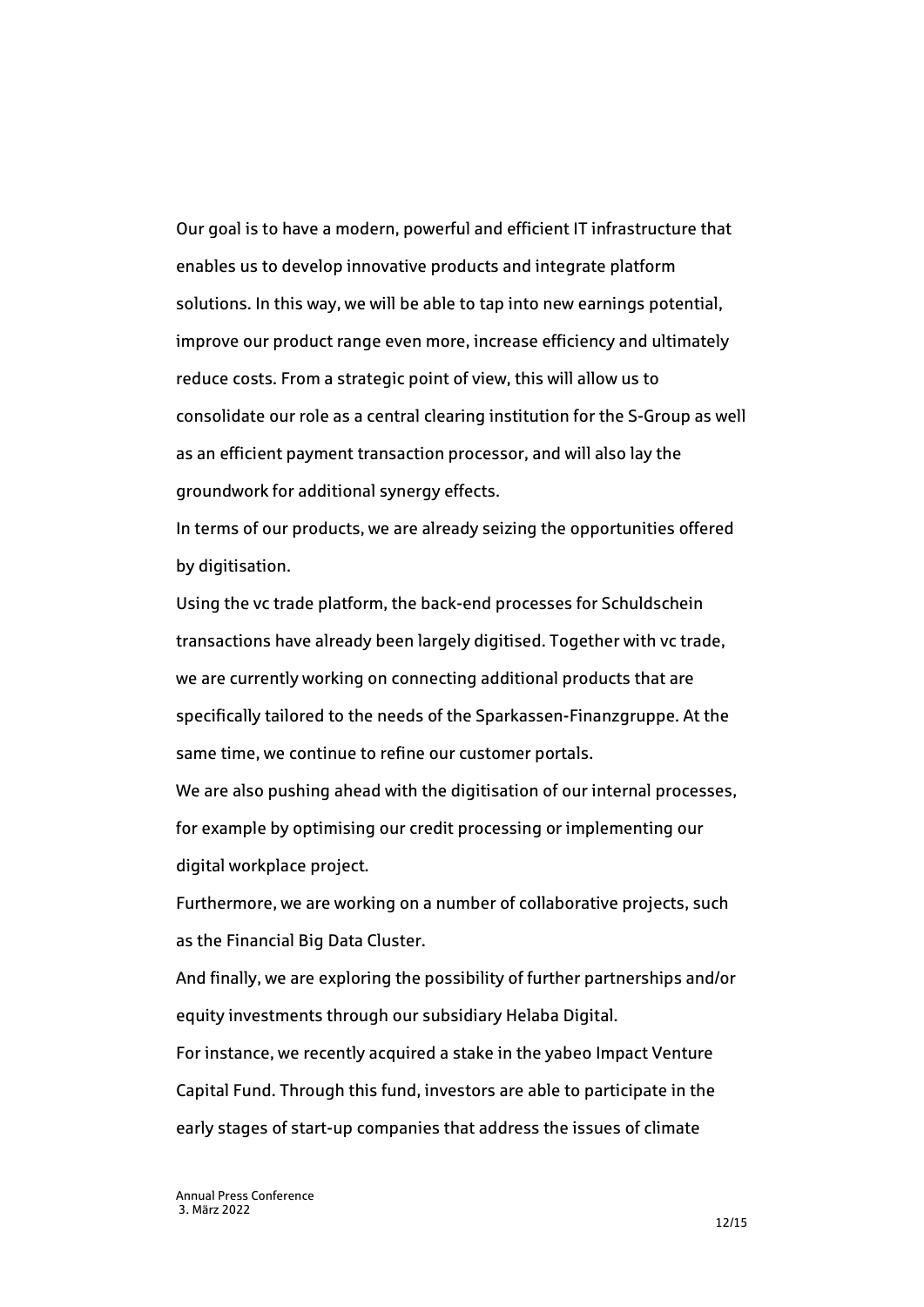Our goal is to have a modern, powerful and efficient IT infrastructure that enables us to develop innovative products and integrate platform solutions. In this way, we will be able to tap into new earnings potential, improve our product range even more, increase efficiency and ultimately reduce costs. From a strategic point of view, this will allow us to consolidate our role as a central clearing institution for the S-Group as well as an efficient payment transaction processor, and will also lay the groundwork for additional synergy effects.

In terms of our products, we are already seizing the opportunities offered by digitisation.

Using the vc trade platform, the back-end processes for Schuldschein transactions have already been largely digitised. Together with vc trade, we are currently working on connecting additional products that are specifically tailored to the needs of the Sparkassen-Finanzgruppe. At the same time, we continue to refine our customer portals.

We are also pushing ahead with the digitisation of our internal processes, for example by optimising our credit processing or implementing our digital workplace project.

Furthermore, we are working on a number of collaborative projects, such as the Financial Big Data Cluster.

And finally, we are exploring the possibility of further partnerships and/or equity investments through our subsidiary Helaba Digital.

For instance, we recently acquired a stake in the yabeo Impact Venture Capital Fund. Through this fund, investors are able to participate in the early stages of start-up companies that address the issues of climate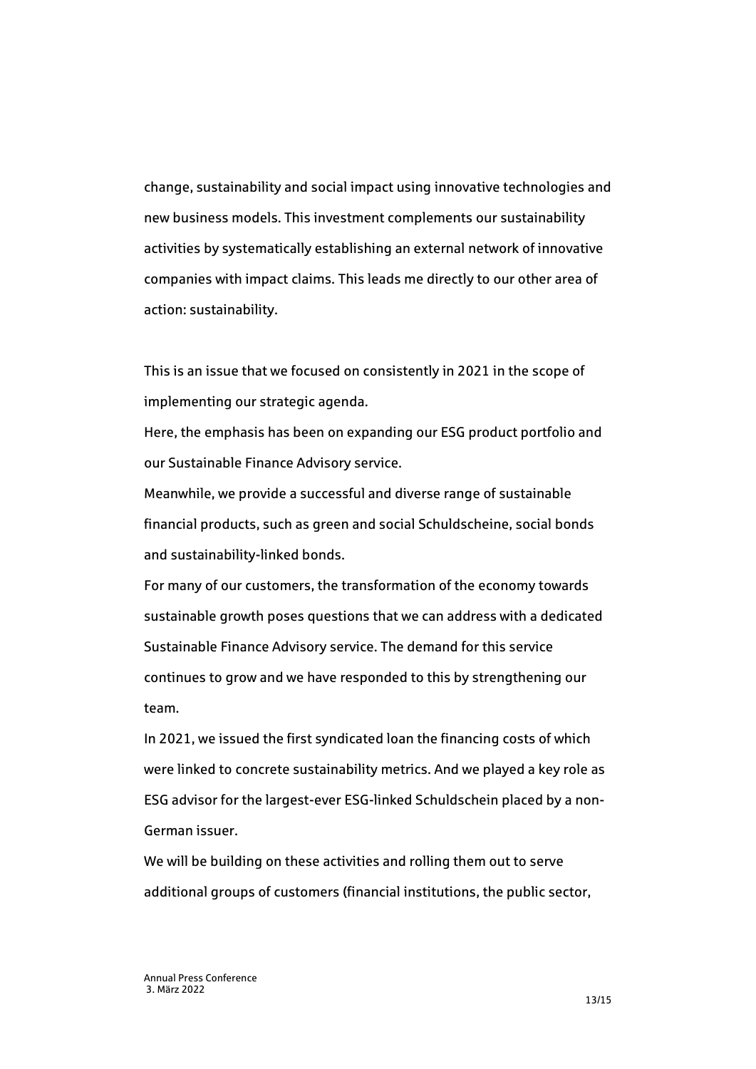change, sustainability and social impact using innovative technologies and new business models. This investment complements our sustainability activities by systematically establishing an external network of innovative companies with impact claims. This leads me directly to our other area of action: sustainability.

This is an issue that we focused on consistently in 2021 in the scope of implementing our strategic agenda.

Here, the emphasis has been on expanding our ESG product portfolio and our Sustainable Finance Advisory service.

Meanwhile, we provide a successful and diverse range of sustainable financial products, such as green and social Schuldscheine, social bonds and sustainability-linked bonds.

For many of our customers, the transformation of the economy towards sustainable growth poses questions that we can address with a dedicated Sustainable Finance Advisory service. The demand for this service continues to grow and we have responded to this by strengthening our team.

In 2021, we issued the first syndicated loan the financing costs of which were linked to concrete sustainability metrics. And we played a key role as ESG advisor for the largest-ever ESG-linked Schuldschein placed by a non-German issuer.

We will be building on these activities and rolling them out to serve additional groups of customers (financial institutions, the public sector,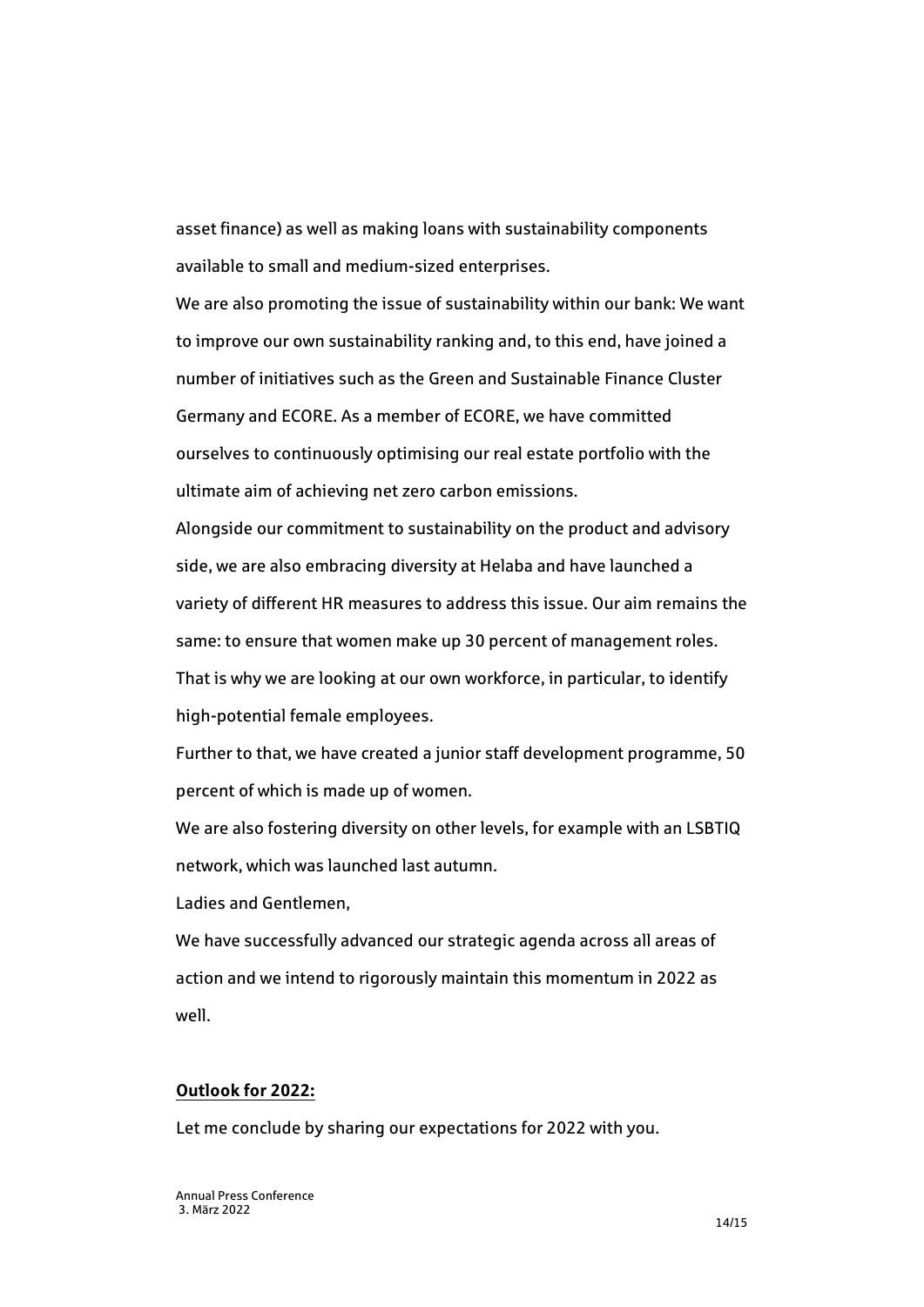asset finance) as well as making loans with sustainability components available to small and medium-sized enterprises.

We are also promoting the issue of sustainability within our bank: We want to improve our own sustainability ranking and, to this end, have joined a number of initiatives such as the Green and Sustainable Finance Cluster Germany and ECORE. As a member of ECORE, we have committed ourselves to continuously optimising our real estate portfolio with the ultimate aim of achieving net zero carbon emissions.

Alongside our commitment to sustainability on the product and advisory side, we are also embracing diversity at Helaba and have launched a variety of different HR measures to address this issue. Our aim remains the same: to ensure that women make up 30 percent of management roles. That is why we are looking at our own workforce, in particular, to identify high-potential female employees.

Further to that, we have created a junior staff development programme, 50 percent of which is made up of women.

We are also fostering diversity on other levels, for example with an LSBTIQ network, which was launched last autumn.

Ladies and Gentlemen,

We have successfully advanced our strategic agenda across all areas of action and we intend to rigorously maintain this momentum in 2022 as well.

**Outlook for 2022:**

Let me conclude by sharing our expectations for 2022 with you.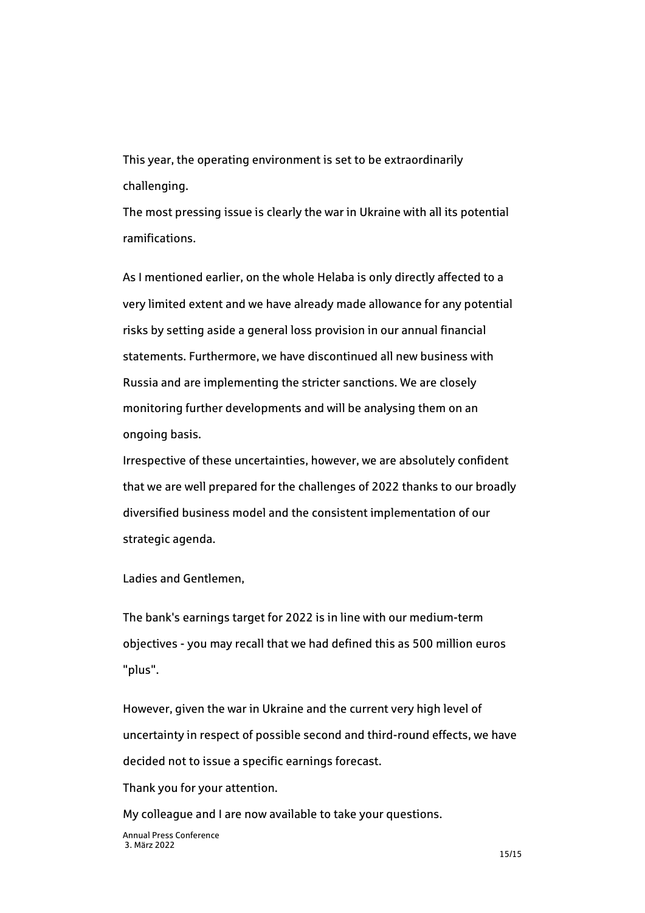This year, the operating environment is set to be extraordinarily challenging.

The most pressing issue is clearly the war in Ukraine with all its potential ramifications.

As I mentioned earlier, on the whole Helaba is only directly affected to a very limited extent and we have already made allowance for any potential risks by setting aside a general loss provision in our annual financial statements. Furthermore, we have discontinued all new business with Russia and are implementing the stricter sanctions. We are closely monitoring further developments and will be analysing them on an ongoing basis.

Irrespective of these uncertainties, however, we are absolutely confident that we are well prepared for the challenges of 2022 thanks to our broadly diversified business model and the consistent implementation of our strategic agenda.

Ladies and Gentlemen,

The bank's earnings target for 2022 is in line with our medium-term objectives - you may recall that we had defined this as 500 million euros "plus".

However, given the war in Ukraine and the current very high level of uncertainty in respect of possible second and third-round effects, we have decided not to issue a specific earnings forecast.

Thank you for your attention.

My colleague and I are now available to take your questions.